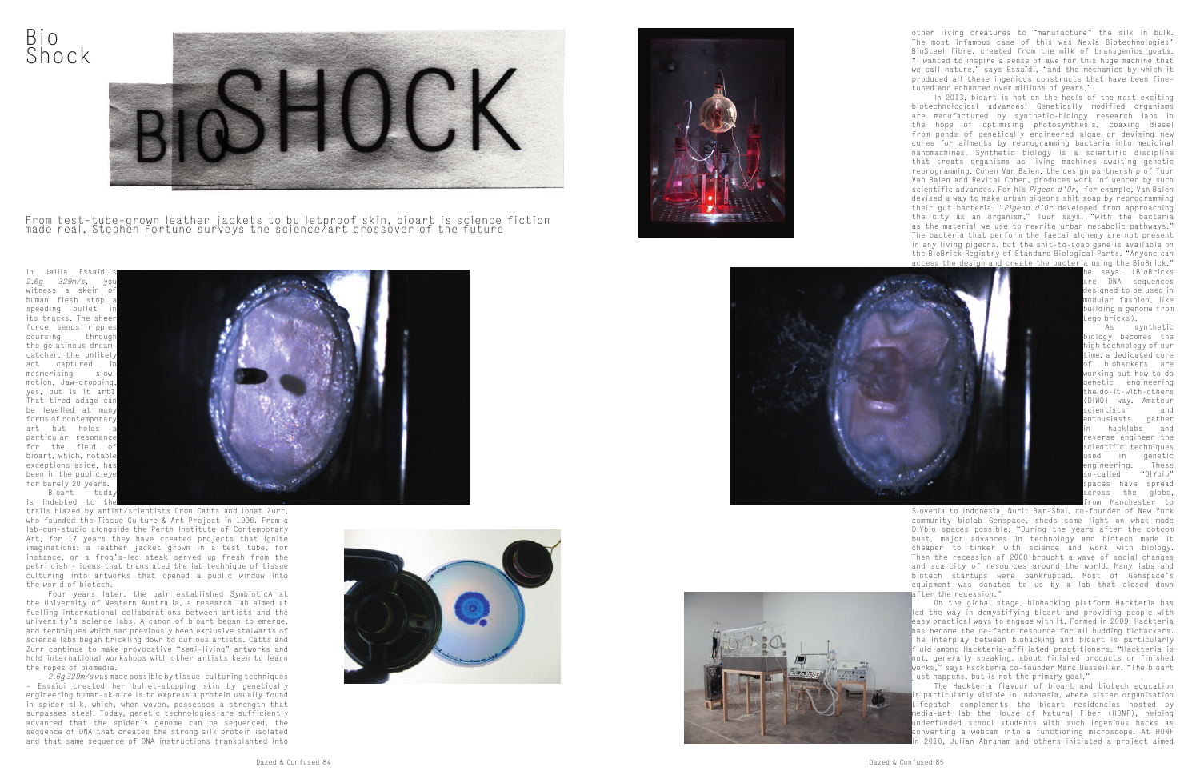# Bio Shock

From test-tube-grown leather jackets to bulletproof skin, bioart is science fiction made real. Stephen Fortune surveys the science/art crossover of the future

In Jalila Essaïdi's *2.6g 329m/s*, you witness a skein of human flesh stop a speeding bullet in its tracks. The sheer force sends ripples coursing through the gelatinous dream-catcher, the unlikely act captured in mesmerising slow-motion. Jaw-dropping, yes, but is it art? That tired adage can be levelled at many forms of contemporary art but holds a particular resonance for the field of bioart, which, notable exceptions aside, has been in the public eye for barely 20 years.

Bioart today is indebted to the trails blazed by artist/scientists Oron Catts and Ionat Zurr, who founded the Tissue Culture & Art Project in 1996. From a lab-cum-studio alongside the Perth Institute of Contemporary Art, for 17 years they have created projects that ignite imaginations: a leather jacket grown in a test tube, for instance, or a frog's-leg steak served up fresh from the petri dish – ideas that translated the lab technique of tissue culturing into artworks that opened a public window into the world of biotech.

Four years later, the pair established SymbioticA at the University of Western Australia, a research lab aimed at fuelling international collaborations between artists and the university's science labs. A canon of bioart began to emerge, and techniques which had previously been exclusive stalwarts of science labs began trickling down to curious artists. Catts and Zurr continue to make provocative "semi-living" artworks and hold international workshops with other artists keen to learn the ropes of biomedia.

*2.6g 329m/s* was made possible by tissue-culturing techniques – Essaïdi created her bullet-stopping skin by genetically engineering human-skin cells to express a protein usually found in spider silk, which, when woven, possesses a strength that surpasses steel. Today, genetic technologies are sufficiently advanced that the spider's genome can be sequenced, the sequence of DNA that creates the strong silk protein isolated and that same sequence of DNA instructions transplanted into other living creatures to "manufacture" the silk in bulk. The most infamous case of this was Nexia Biotechnologies' BioSteel fibre, created from the milk of transgenics goats. "I wanted to inspire a sense of awe for this huge machine that we call nature," says Essaïdi, "and the mechanics by which it produced all these ingenious constructs that have been fine-tuned and enhanced over millions of years."

In 2013, bioart is hot on the heels of the most exciting biotechnological advances. Genetically modified organisms are manufactured by synthetic-biology research labs in the hope of optimising photosynthesis, coaxing diesel from ponds of genetically engineered algae or devising new cures for ailments by reprogramming bacteria into medicinal nanomachines. Synthetic biology is a scientific discipline that treats organisms as living machines awaiting genetic reprogramming. Cohen Van Balen, the design partnership of Tuur Van Balen and Revital Cohen, produces work influenced by such scientific advances. For his *Pigeon d'Or*, for example, Van Balen devised a way to make urban pigeons shit soap by reprogramming their gut bacteria. "*Pigeon d'Or* developed from approaching the city as an organism," Tuur says, "with the bacteria as the material we use to rewrite urban metabolic pathways." The bacteria that perform the faecal alchemy are not present in any living pigeons, but the shit-to-soap gene is available on the BioBrick Registry of Standard Biological Parts. "Anyone can access the design and create the bacteria using the BioBrick," he says. (BioBricks are DNA sequences designed to be used in modular fashion, like building a genome from Lego bricks).

As synthetic biology becomes the high technology of our time, a dedicated core of biohackers are working out how to do genetic engineering the do-it-with-others (DIWO) way. Amateur scientists and enthusiasts gather in hacklabs and reverse engineer the scientific techniques used in genetic engineering. These so-called "DIYbio" spaces have spread across the globe, from Manchester to Slovenia to Indonesia. Nurit Bar-Shai, co-founder of New York community biolab Genspace, sheds some light on what made DIYbio spaces possible: "During the years after the dotcom bust, major advances in technology and biotech made it cheaper to tinker with science and work with biology. Then the recession of 2008 brought a wave of social changes and scarcity of resources around the world. Many labs and biotech startups were bankrupted. Most of Genspace's equipment was donated to us by a lab that closed down after the recession."

On the global stage, biohacking platform Hackteria has led the way in demystifying bioart and providing people with easy practical ways to engage with it. Formed in 2009, Hackteria has become the de-facto resource for all budding biohackers. The interplay between biohacking and bioart is particularly fluid among Hackteria-affiliated practitioners. "Hackteria is not, generally speaking, about finished products or finished works," says Hackteria co-founder Marc Dusseiller. "The bioart just happens, but is not the primary goal."

The Hackteria flavour of bioart and biotech education is particularly visible in Indonesia, where sister organisation Lifepatch complements the bioart residencies hosted by media-art lab the House of Natural Fiber (HONF), helping underfunded school students with such ingenious hacks as converting a webcam into a functioning microscope. At HONF in 2010, Julian Abraham and others initiated a project aimed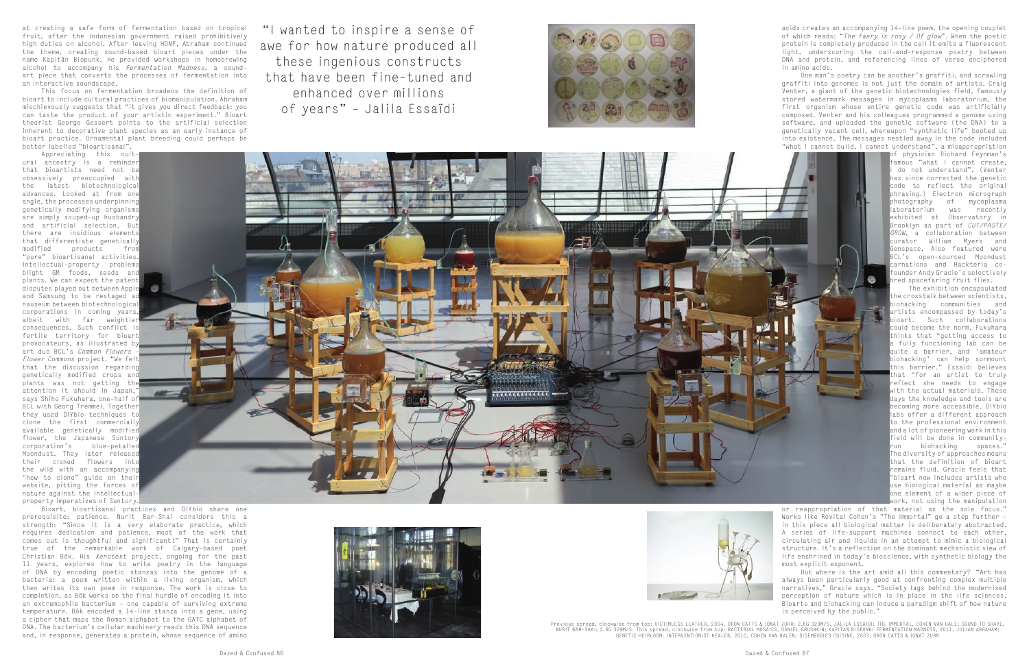at creating a safe form of fermentation based on tropical fruit, after the Indonesian government raised prohibitively high duties on alcohol. After leaving HONF, Abraham continued the theme, creating sound-based bioart pieces under the name Kapitän Biopunk. He provided workshops in homebrewing alcohol to accompany his *Fermentation Madness*, a sound-art piece that converts the processes of fermentation into an interactive soundscape.

This focus on fermentation broadens the definition of bioart to include cultural practices of biomanipulation. Abraham mischievously suggests that "it gives you direct feedback: you can taste the product of your artistic experiment." Bioart theorist George Gessert points to the artificial selection inherent to decorative plant species as an early instance of bioart practice. Ornamental plant breeding could perhaps be better labelled "bioartisanal".

Appreciating this cultural ancestry is a reminder that bioartists need not be obsessively preoccupied with the latest biotechnological advances. Looked at from one angle, the processes underpinning genetically modifying organisms are simply souped-up husbandry and artificial selection. But there are insidious elements that differentiate genetically modified products from "pure" bioartisanal activities. Intellectual-property problems blight GM foods, seeds and plants. We can expect the patent disputes played out between Apple and Samsung to be restaged ad nauseum between biotechnological corporations in coming years, albeit with far weightier consequences. Such conflict is fertile territory for bioart provocateurs, as illustrated by art duo BCL's *Common Flowers – Flower Commons* project. "We felt that the discussion regarding genetically modified crops and plants was not getting the attention it should in Japan," says Shiho Fukuhara, one-half of BCL with Georg Tremmel. Together they used DIYbio techniques to clone the first commercially available genetically modified flower, the Japanese Suntory corporation's blue-petalled Moondust. They later released their cloned flowers into the wild with an accompanying "how to clone" guide on their website, pitting the forces of nature against the intellectual-property imperatives of Suntory.

Bioart, bioartisanal practices and DIYbio share one prerequisite: patience. Nurit Bar-Shai considers this a strength: "Since it is a very elaborate practice, which requires dedication and patience, most of the work that comes out is thoughtful and significant!" That is certainly true of the remarkable work of Calgary-based poet Christian Bök. His *Xenotext* project, ongoing for the past 11 years, explores how to write poetry in the language of DNA by encoding poetic stanzas into the genome of a bacteria: a poem written within a living organism, which then writes its own poem in response. The work is close to completion, as Bök works on the final hurdle of encoding it into an extremophile bacterium – one capable of surviving extreme temperature. Bök encoded a 14-line stanza into a gene, using a cipher that maps the Roman alphabet to the GATC alphabet of DNA. The bacterium's cellular machinery reads this DNA sequence and, in response, generates a protein, whose sequence of amino acids creates an accompanying 14-line poem, the opening couplet of which reads: "*The faery is rosy / Of glow*". When the poetic protein is completely produced in the cell it emits a fluorescent light, underscoring the call-and-response poetry between DNA and protein, and referencing lines of verse enciphered in amino acids.

"I wanted to inspire a sense of awe for how nature produced all these ingenious constructs that have been fine-tuned and enhanced over millions of years" – Jalila Essaïdi

One man's poetry can be another's graffiti, and scrawling graffiti into genomes is not just the domain of artists. Craig Venter, a giant of the genetic biotechnologies field, famously stored watermark messages in mycoplasma laboratorium, the first organism whose entire genetic code was artificially composed. Venter and his colleagues programmed a genome using software, and uploaded the genetic software (the DNA) to a genetically vacant cell, whereupon "synthetic life" booted up into existence. The messages nestled away in the code included "what I cannot build, I cannot understand", a misappropriation of physician Richard Feynman's famous "what I cannot create, I do not understand". (Venter has since corrected the genetic code to reflect the original phrasing.) Electron micrograph photography of mycoplasma laboratorium was recently exhibited at Observatory in Brooklyn as part of *CUT/PASTE/GROW*, a collaboration between curator William Myers and Genspace. Also featured were BCL's open-sourced Moondust carnations and Hackteria co-founder Andy Gracie's selectively bred spacefaring fruit flies.

The exhibition encapsulated the crosstalk between scientists, biohacking communities and artists encompassed by today's bioart. Such collaborations could become the norm. Fukuhara thinks that "getting access to a fully functioning lab can be quite a barrier, and 'amateur biohacking' can help surmount this barrier." Essaïdi believes that "for an artist to truly reflect she needs to engage with the actual materials. These days the knowledge and tools are becoming more accessible. DIYbio labs offer a different approach to the professional environment and a lot of pioneering work in this field will be done in community-run biohacking spaces." The diversity of approaches means that the definition of bioart remains fluid. Gracie feels that "bioart now includes artists who use biological material as maybe one element of a wider piece of work, not using the manipulation or reappropriation of that material as the sole focus." Works like Revital Cohen's "The Immortal" go a step further – in this piece all biological matter is deliberately abstracted. A series of life-support machines connect to each other, circulating air and liquids in an attempt to mimic a biological structure. It's a reflection on the dominant mechanistic view of life enshrined in today's bioscience, with synthetic biology the most explicit exponent.

But where is the art amid all this commentary? "Art has always been particularly good at confronting complex multiple narratives," Gracie says. "Society lags behind the modernised perception of nature which is in place in the life sciences. Bioarts and biohacking can induce a paradigm shift of how nature is perceived by the public."

Previous spread, clockwise from top: VICTIMLESS LEATHER, 2004, ORON CATTS & IONAT ZURR; 2.6G 329M/S, JALILA ESSAIDI; THE IMMORTAL, COHEN VAN BALE; SOUND TO SHAPE, NURIT BAR-SHAI; 2.6G 329M/S. This spread, clockwise from top: BACTERIAL MOSAICS, DANIEL GRUSHKIN; KAPITAN BIOPUNK; FERMENTATION MADNESS, 2011, JULIAN ABRAHAM; GENETIC HEIRLOOM: INTERVENTIONIST HEALER, 2010, COHEN VAN BALEN; DISEMBODIED CUISINE, 2003, ORON CATTS & IONAT ZURR